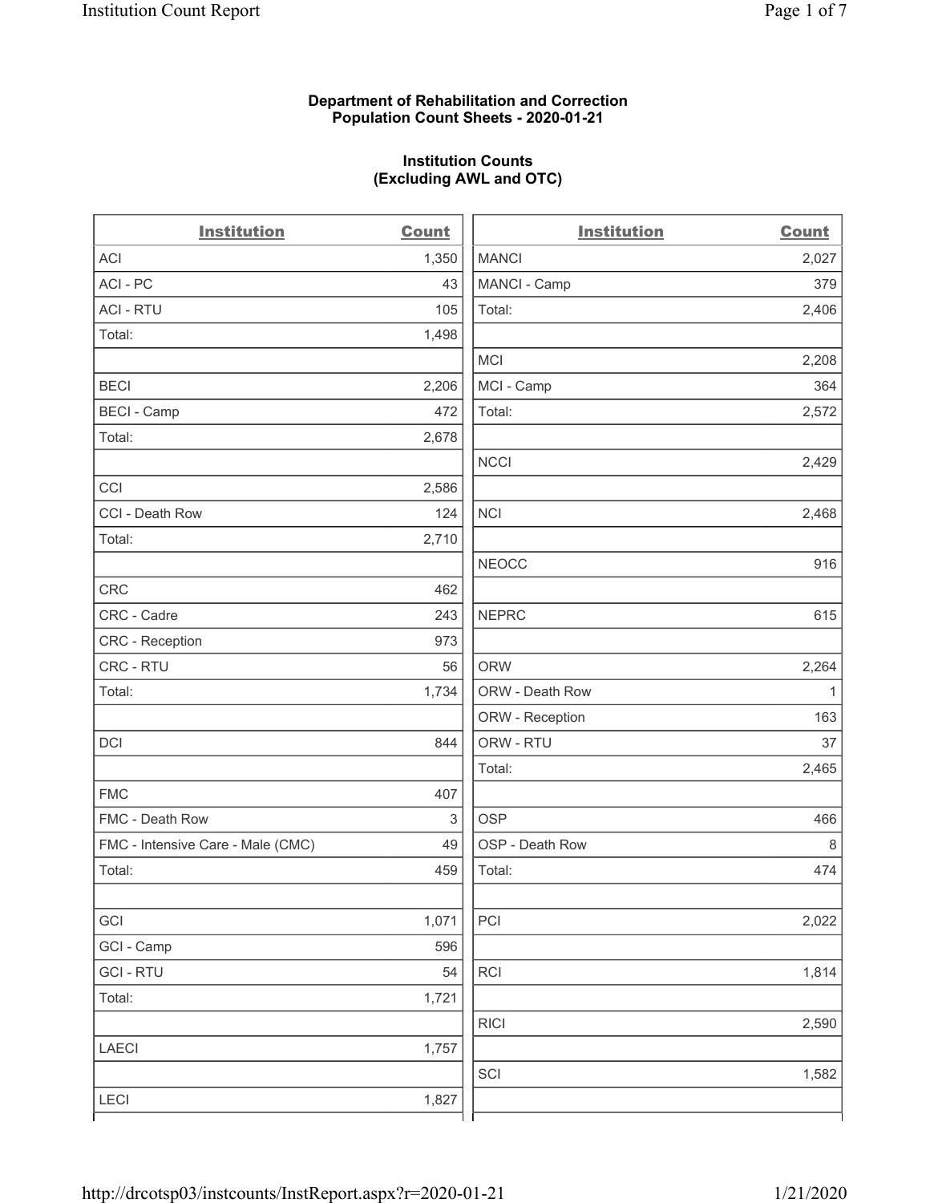**Department of Rehabilitation and Correction**
**Population Count Sheets - 2020-01-21**

**Institution Counts**
**(Excluding AWL and OTC)**

| Institution | Count | Institution | Count |
|---|---|---|---|
| ACI | 1,350 | MANCI | 2,027 |
| ACI - PC | 43 | MANCI - Camp | 379 |
| ACI - RTU | 105 | Total: | 2,406 |
| Total: | 1,498 | | |
| | | MCI | 2,208 |
| BECI | 2,206 | MCI - Camp | 364 |
| BECI - Camp | 472 | Total: | 2,572 |
| Total: | 2,678 | | |
| | | NCCI | 2,429 |
| CCI | 2,586 | | |
| CCI - Death Row | 124 | NCI | 2,468 |
| Total: | 2,710 | | |
| | | NEOCC | 916 |
| CRC | 462 | | |
| CRC - Cadre | 243 | NEPRC | 615 |
| CRC - Reception | 973 | | |
| CRC - RTU | 56 | ORW | 2,264 |
| Total: | 1,734 | ORW - Death Row | 1 |
| | | ORW - Reception | 163 |
| DCI | 844 | ORW - RTU | 37 |
| | | Total: | 2,465 |
| FMC | 407 | | |
| FMC - Death Row | 3 | OSP | 466 |
| FMC - Intensive Care - Male (CMC) | 49 | OSP - Death Row | 8 |
| Total: | 459 | Total: | 474 |
| | | | |
| GCI | 1,071 | PCI | 2,022 |
| GCI - Camp | 596 | | |
| GCI - RTU | 54 | RCI | 1,814 |
| Total: | 1,721 | | |
| | | RICI | 2,590 |
| LAECI | 1,757 | | |
| | | SCI | 1,582 |
| LECI | 1,827 | | |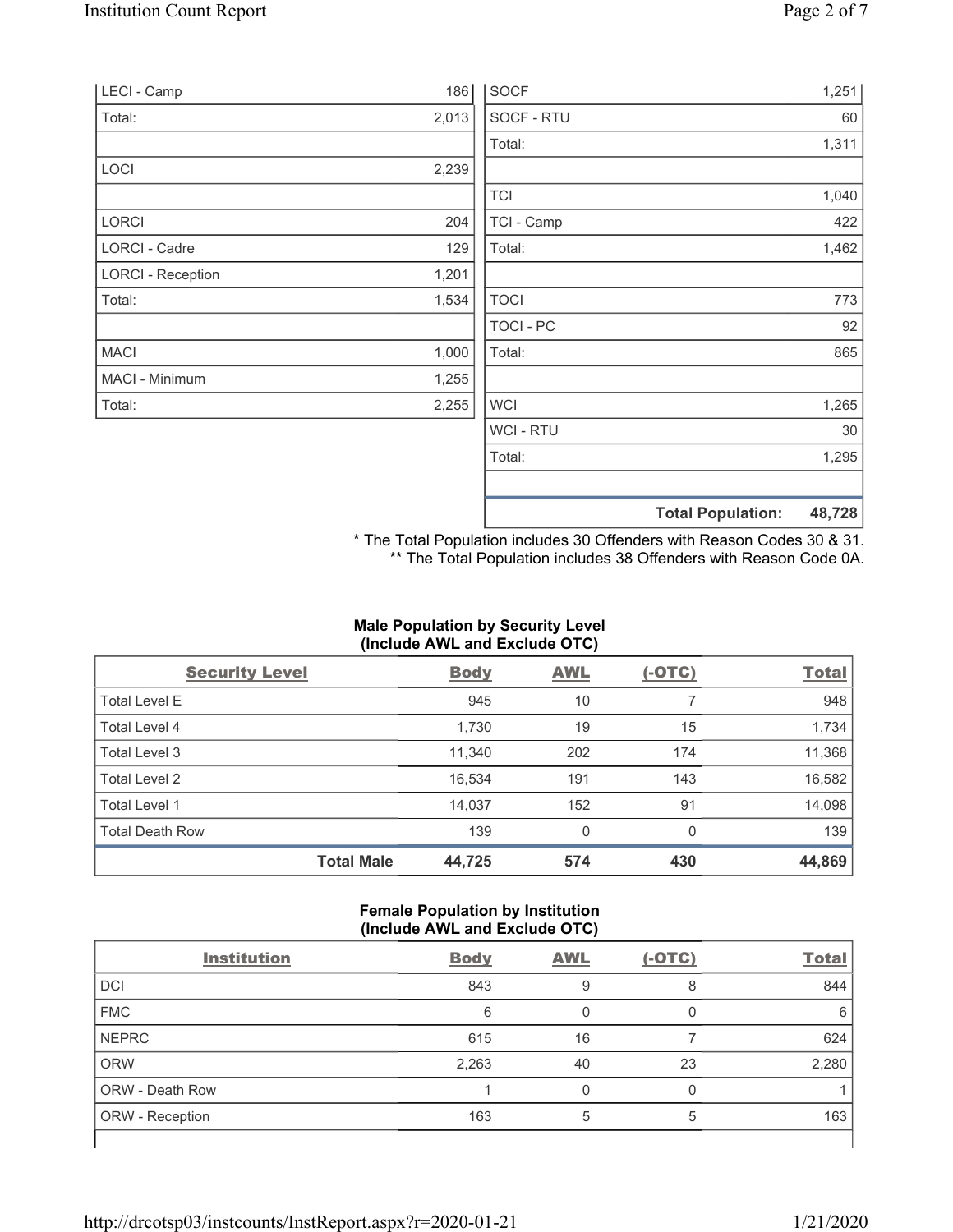| | |
|---|---|
| LECI - Camp | 186 |
| Total: | 2,013 |
| | |
| LOCI | 2,239 |
| | |
| LORCI | 204 |
| LORCI - Cadre | 129 |
| LORCI - Reception | 1,201 |
| Total: | 1,534 |
| | |
| MACI | 1,000 |
| MACI - Minimum | 1,255 |
| Total: | 2,255 |

| | |
|---|---|
| SOCF | 1,251 |
| SOCF - RTU | 60 |
| Total: | 1,311 |
| | |
| TCI | 1,040 |
| TCI - Camp | 422 |
| Total: | 1,462 |
| | |
| TOCI | 773 |
| TOCI - PC | 92 |
| Total: | 865 |
| | |
| WCI | 1,265 |
| WCI - RTU | 30 |
| Total: | 1,295 |
| | |
| **Total Population:** | **48,728** |

\* The Total Population includes 30 Offenders with Reason Codes 30 & 31.
\*\* The Total Population includes 38 Offenders with Reason Code 0A.

**Male Population by Security Level (Include AWL and Exclude OTC)**

| Security Level | Body | AWL | (-OTC) | Total |
|---|---|---|---|---|
| Total Level E | 945 | 10 | 7 | 948 |
| Total Level 4 | 1,730 | 19 | 15 | 1,734 |
| Total Level 3 | 11,340 | 202 | 174 | 11,368 |
| Total Level 2 | 16,534 | 191 | 143 | 16,582 |
| Total Level 1 | 14,037 | 152 | 91 | 14,098 |
| Total Death Row | 139 | 0 | 0 | 139 |
| **Total Male** | **44,725** | **574** | **430** | **44,869** |

**Female Population by Institution (Include AWL and Exclude OTC)**

| Institution | Body | AWL | (-OTC) | Total |
|---|---|---|---|---|
| DCI | 843 | 9 | 8 | 844 |
| FMC | 6 | 0 | 0 | 6 |
| NEPRC | 615 | 16 | 7 | 624 |
| ORW | 2,263 | 40 | 23 | 2,280 |
| ORW - Death Row | 1 | 0 | 0 | 1 |
| ORW - Reception | 163 | 5 | 5 | 163 |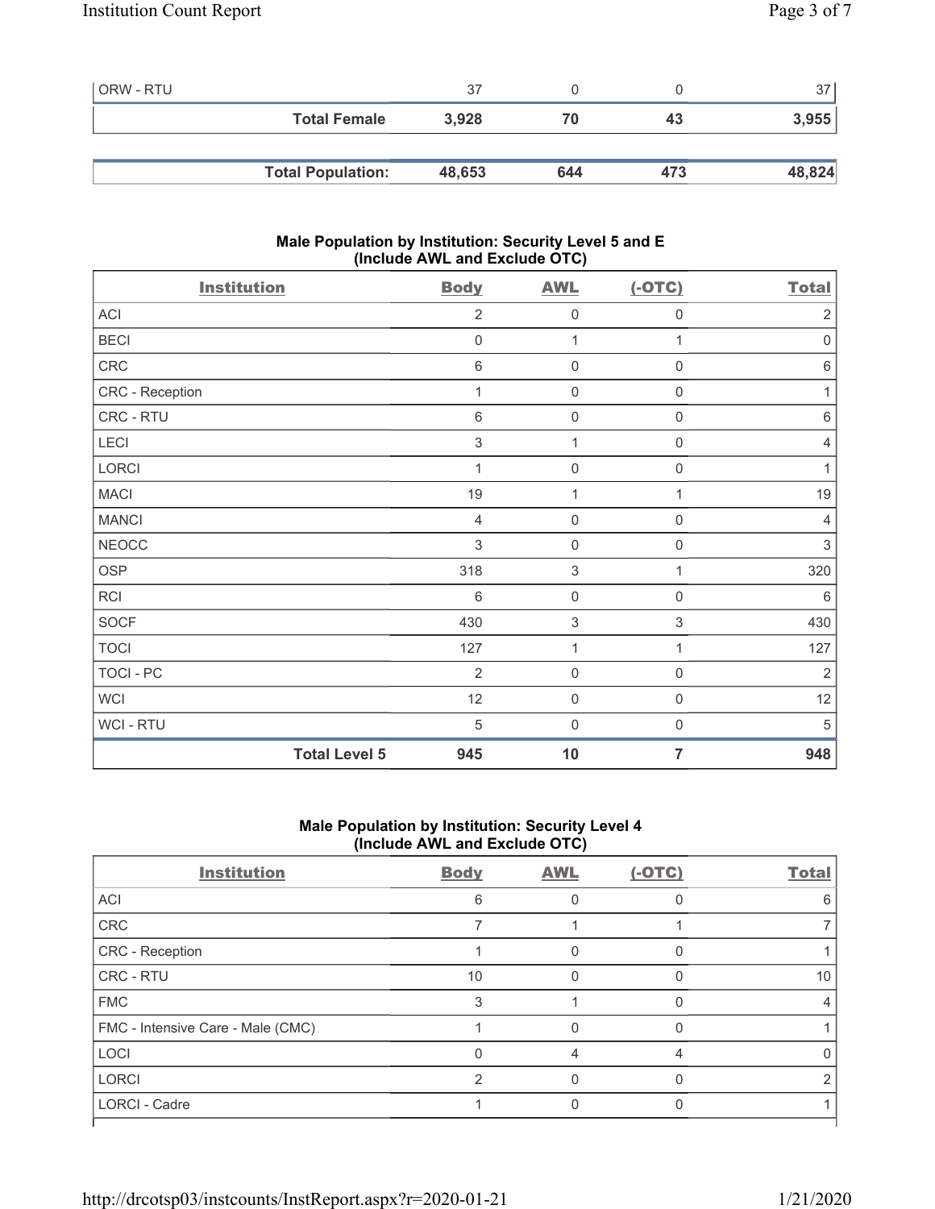| | | | | |
|---|---|---|---|---|
| ORW - RTU | 37 | 0 | 0 | 37 |
| **Total Female** | **3,928** | **70** | **43** | **3,955** |

| | | | | |
|---|---|---|---|---|
| **Total Population:** | **48,653** | **644** | **473** | **48,824** |

### Male Population by Institution: Security Level 5 and E (Include AWL and Exclude OTC)

| Institution | Body | AWL | (-OTC) | Total |
|---|---|---|---|---|
| ACI | 2 | 0 | 0 | 2 |
| BECI | 0 | 1 | 1 | 0 |
| CRC | 6 | 0 | 0 | 6 |
| CRC - Reception | 1 | 0 | 0 | 1 |
| CRC - RTU | 6 | 0 | 0 | 6 |
| LECI | 3 | 1 | 0 | 4 |
| LORCI | 1 | 0 | 0 | 1 |
| MACI | 19 | 1 | 1 | 19 |
| MANCI | 4 | 0 | 0 | 4 |
| NEOCC | 3 | 0 | 0 | 3 |
| OSP | 318 | 3 | 1 | 320 |
| RCI | 6 | 0 | 0 | 6 |
| SOCF | 430 | 3 | 3 | 430 |
| TOCI | 127 | 1 | 1 | 127 |
| TOCI - PC | 2 | 0 | 0 | 2 |
| WCI | 12 | 0 | 0 | 12 |
| WCI - RTU | 5 | 0 | 0 | 5 |
| **Total Level 5** | **945** | **10** | **7** | **948** |

### Male Population by Institution: Security Level 4 (Include AWL and Exclude OTC)

| Institution | Body | AWL | (-OTC) | Total |
|---|---|---|---|---|
| ACI | 6 | 0 | 0 | 6 |
| CRC | 7 | 1 | 1 | 7 |
| CRC - Reception | 1 | 0 | 0 | 1 |
| CRC - RTU | 10 | 0 | 0 | 10 |
| FMC | 3 | 1 | 0 | 4 |
| FMC - Intensive Care - Male (CMC) | 1 | 0 | 0 | 1 |
| LOCI | 0 | 4 | 4 | 0 |
| LORCI | 2 | 0 | 0 | 2 |
| LORCI - Cadre | 1 | 0 | 0 | 1 |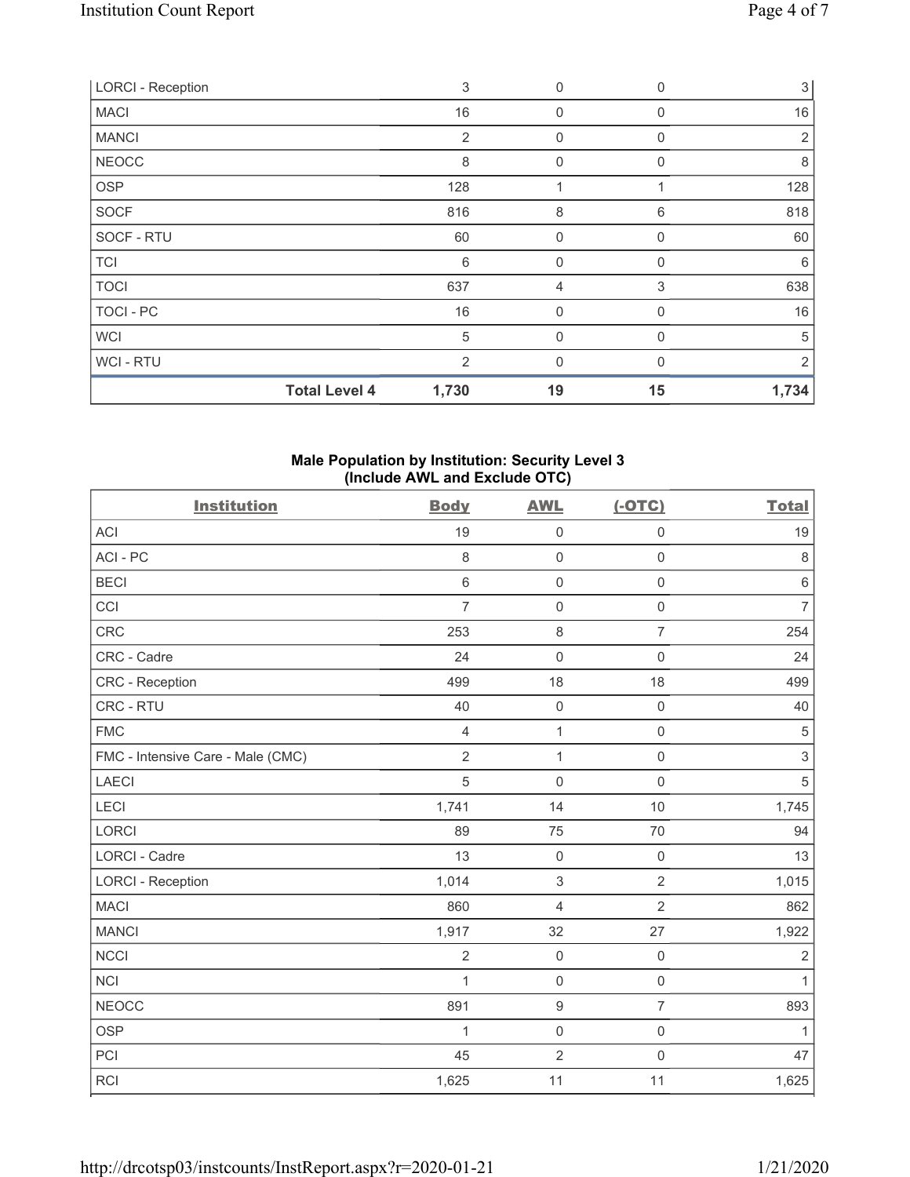| | Body | AWL | (-OTC) | Total |
|---|---|---|---|---|
| LORCI - Reception | 3 | 0 | 0 | 3 |
| MACI | 16 | 0 | 0 | 16 |
| MANCI | 2 | 0 | 0 | 2 |
| NEOCC | 8 | 0 | 0 | 8 |
| OSP | 128 | 1 | 1 | 128 |
| SOCF | 816 | 8 | 6 | 818 |
| SOCF - RTU | 60 | 0 | 0 | 60 |
| TCI | 6 | 0 | 0 | 6 |
| TOCI | 637 | 4 | 3 | 638 |
| TOCI - PC | 16 | 0 | 0 | 16 |
| WCI | 5 | 0 | 0 | 5 |
| WCI - RTU | 2 | 0 | 0 | 2 |
| **Total Level 4** | **1,730** | **19** | **15** | **1,734** |

**Male Population by Institution: Security Level 3 (Include AWL and Exclude OTC)**

| Institution | Body | AWL | (-OTC) | Total |
|---|---|---|---|---|
| ACI | 19 | 0 | 0 | 19 |
| ACI - PC | 8 | 0 | 0 | 8 |
| BECI | 6 | 0 | 0 | 6 |
| CCI | 7 | 0 | 0 | 7 |
| CRC | 253 | 8 | 7 | 254 |
| CRC - Cadre | 24 | 0 | 0 | 24 |
| CRC - Reception | 499 | 18 | 18 | 499 |
| CRC - RTU | 40 | 0 | 0 | 40 |
| FMC | 4 | 1 | 0 | 5 |
| FMC - Intensive Care - Male (CMC) | 2 | 1 | 0 | 3 |
| LAECI | 5 | 0 | 0 | 5 |
| LECI | 1,741 | 14 | 10 | 1,745 |
| LORCI | 89 | 75 | 70 | 94 |
| LORCI - Cadre | 13 | 0 | 0 | 13 |
| LORCI - Reception | 1,014 | 3 | 2 | 1,015 |
| MACI | 860 | 4 | 2 | 862 |
| MANCI | 1,917 | 32 | 27 | 1,922 |
| NCCI | 2 | 0 | 0 | 2 |
| NCI | 1 | 0 | 0 | 1 |
| NEOCC | 891 | 9 | 7 | 893 |
| OSP | 1 | 0 | 0 | 1 |
| PCI | 45 | 2 | 0 | 47 |
| RCI | 1,625 | 11 | 11 | 1,625 |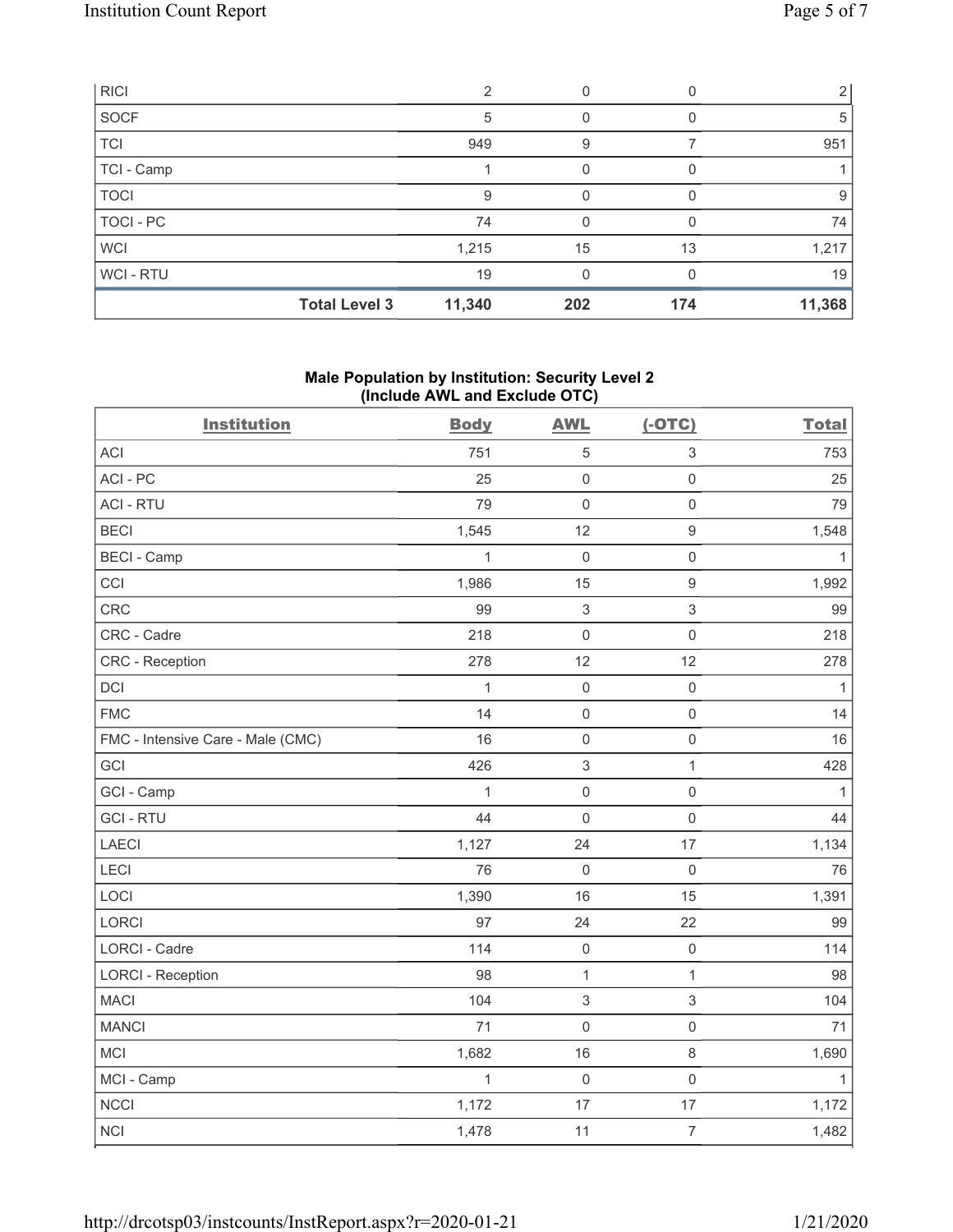| RICI | 2 | 0 | 0 | 2 |
|---|---|---|---|---|
| SOCF | 5 | 0 | 0 | 5 |
| TCI | 949 | 9 | 7 | 951 |
| TCI - Camp | 1 | 0 | 0 | 1 |
| TOCI | 9 | 0 | 0 | 9 |
| TOCI - PC | 74 | 0 | 0 | 74 |
| WCI | 1,215 | 15 | 13 | 1,217 |
| WCI - RTU | 19 | 0 | 0 | 19 |
| **Total Level 3** | **11,340** | **202** | **174** | **11,368** |

### Male Population by Institution: Security Level 2 (Include AWL and Exclude OTC)

| Institution | Body | AWL | (-OTC) | Total |
|---|---|---|---|---|
| ACI | 751 | 5 | 3 | 753 |
| ACI - PC | 25 | 0 | 0 | 25 |
| ACI - RTU | 79 | 0 | 0 | 79 |
| BECI | 1,545 | 12 | 9 | 1,548 |
| BECI - Camp | 1 | 0 | 0 | 1 |
| CCI | 1,986 | 15 | 9 | 1,992 |
| CRC | 99 | 3 | 3 | 99 |
| CRC - Cadre | 218 | 0 | 0 | 218 |
| CRC - Reception | 278 | 12 | 12 | 278 |
| DCI | 1 | 0 | 0 | 1 |
| FMC | 14 | 0 | 0 | 14 |
| FMC - Intensive Care - Male (CMC) | 16 | 0 | 0 | 16 |
| GCI | 426 | 3 | 1 | 428 |
| GCI - Camp | 1 | 0 | 0 | 1 |
| GCI - RTU | 44 | 0 | 0 | 44 |
| LAECI | 1,127 | 24 | 17 | 1,134 |
| LECI | 76 | 0 | 0 | 76 |
| LOCI | 1,390 | 16 | 15 | 1,391 |
| LORCI | 97 | 24 | 22 | 99 |
| LORCI - Cadre | 114 | 0 | 0 | 114 |
| LORCI - Reception | 98 | 1 | 1 | 98 |
| MACI | 104 | 3 | 3 | 104 |
| MANCI | 71 | 0 | 0 | 71 |
| MCI | 1,682 | 16 | 8 | 1,690 |
| MCI - Camp | 1 | 0 | 0 | 1 |
| NCCI | 1,172 | 17 | 17 | 1,172 |
| NCI | 1,478 | 11 | 7 | 1,482 |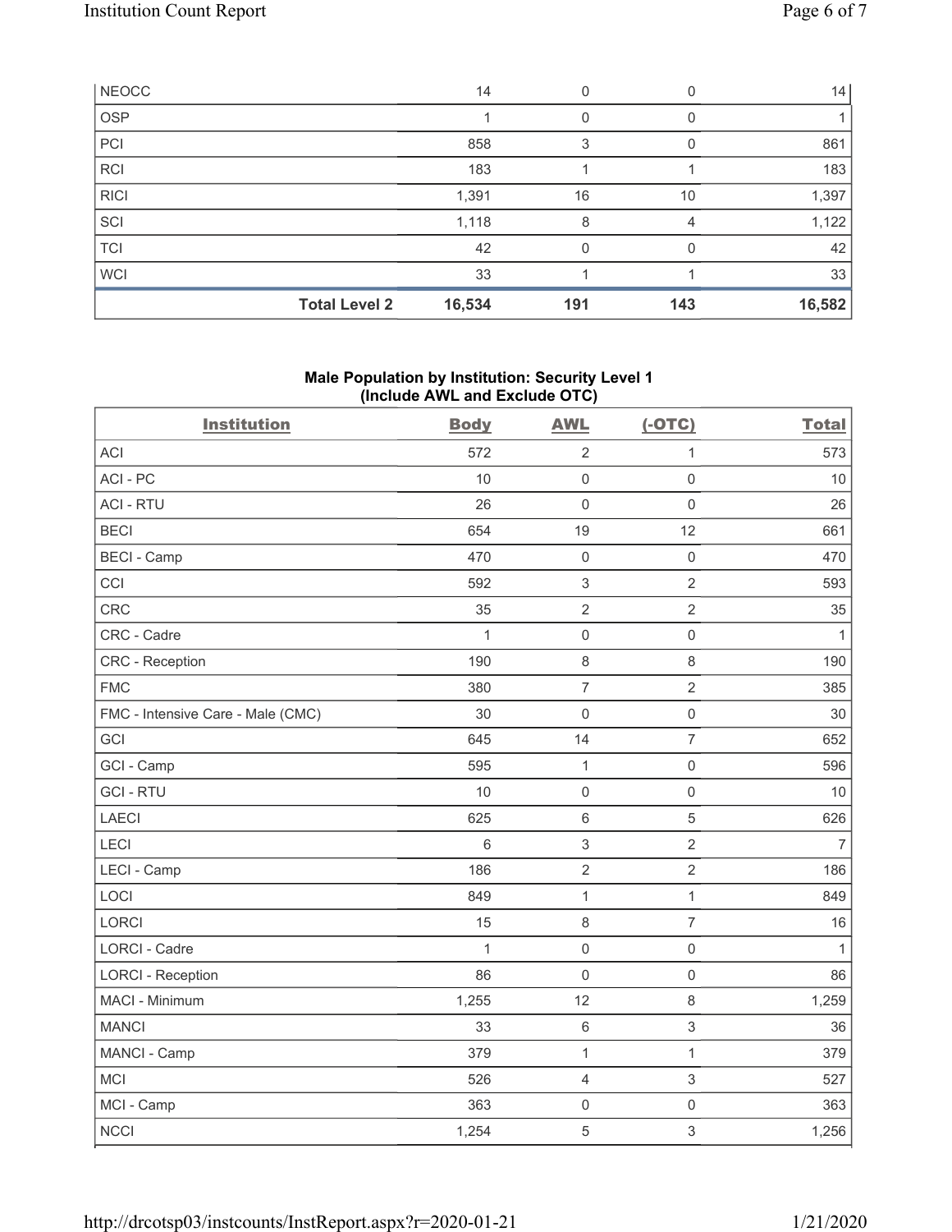| NEOCC | 14 | 0 | 0 | 14 |
|---|---|---|---|---|
| OSP | 1 | 0 | 0 | 1 |
| PCI | 858 | 3 | 0 | 861 |
| RCI | 183 | 1 | 1 | 183 |
| RICI | 1,391 | 16 | 10 | 1,397 |
| SCI | 1,118 | 8 | 4 | 1,122 |
| TCI | 42 | 0 | 0 | 42 |
| WCI | 33 | 1 | 1 | 33 |
| **Total Level 2** | **16,534** | **191** | **143** | **16,582** |

### Male Population by Institution: Security Level 1 (Include AWL and Exclude OTC)

| Institution | Body | AWL | (-OTC) | Total |
|---|---|---|---|---|
| ACI | 572 | 2 | 1 | 573 |
| ACI - PC | 10 | 0 | 0 | 10 |
| ACI - RTU | 26 | 0 | 0 | 26 |
| BECI | 654 | 19 | 12 | 661 |
| BECI - Camp | 470 | 0 | 0 | 470 |
| CCI | 592 | 3 | 2 | 593 |
| CRC | 35 | 2 | 2 | 35 |
| CRC - Cadre | 1 | 0 | 0 | 1 |
| CRC - Reception | 190 | 8 | 8 | 190 |
| FMC | 380 | 7 | 2 | 385 |
| FMC - Intensive Care - Male (CMC) | 30 | 0 | 0 | 30 |
| GCI | 645 | 14 | 7 | 652 |
| GCI - Camp | 595 | 1 | 0 | 596 |
| GCI - RTU | 10 | 0 | 0 | 10 |
| LAECI | 625 | 6 | 5 | 626 |
| LECI | 6 | 3 | 2 | 7 |
| LECI - Camp | 186 | 2 | 2 | 186 |
| LOCI | 849 | 1 | 1 | 849 |
| LORCI | 15 | 8 | 7 | 16 |
| LORCI - Cadre | 1 | 0 | 0 | 1 |
| LORCI - Reception | 86 | 0 | 0 | 86 |
| MACI - Minimum | 1,255 | 12 | 8 | 1,259 |
| MANCI | 33 | 6 | 3 | 36 |
| MANCI - Camp | 379 | 1 | 1 | 379 |
| MCI | 526 | 4 | 3 | 527 |
| MCI - Camp | 363 | 0 | 0 | 363 |
| NCCI | 1,254 | 5 | 3 | 1,256 |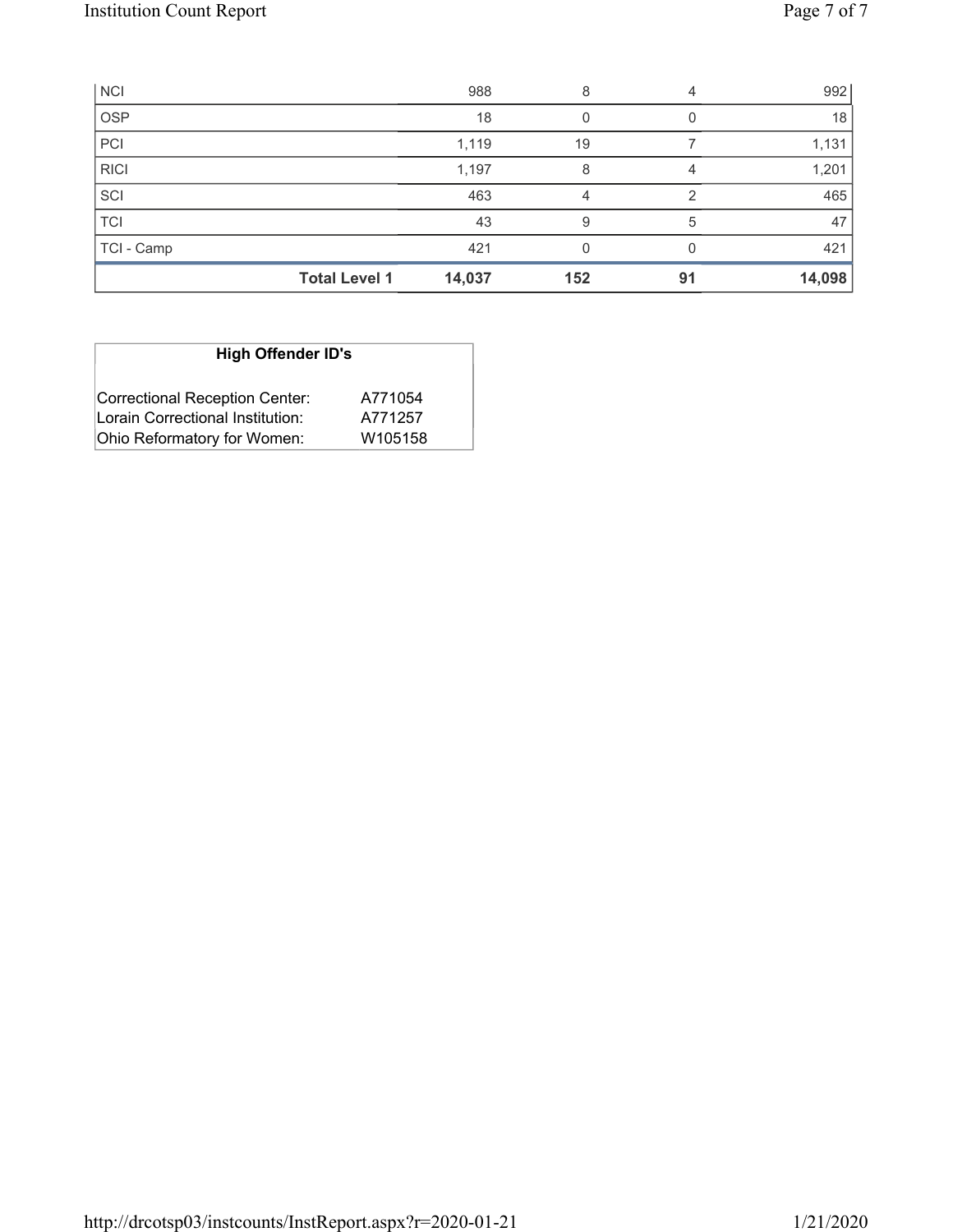| | | | | |
|---|---|---|---|---|
| NCI | 988 | 8 | 4 | 992 |
| OSP | 18 | 0 | 0 | 18 |
| PCI | 1,119 | 19 | 7 | 1,131 |
| RICI | 1,197 | 8 | 4 | 1,201 |
| SCI | 463 | 4 | 2 | 465 |
| TCI | 43 | 9 | 5 | 47 |
| TCI - Camp | 421 | 0 | 0 | 421 |
| **Total Level 1** | **14,037** | **152** | **91** | **14,098** |

| High Offender ID's | |
|---|---|
| Correctional Reception Center: | A771054 |
| Lorain Correctional Institution: | A771257 |
| Ohio Reformatory for Women: | W105158 |